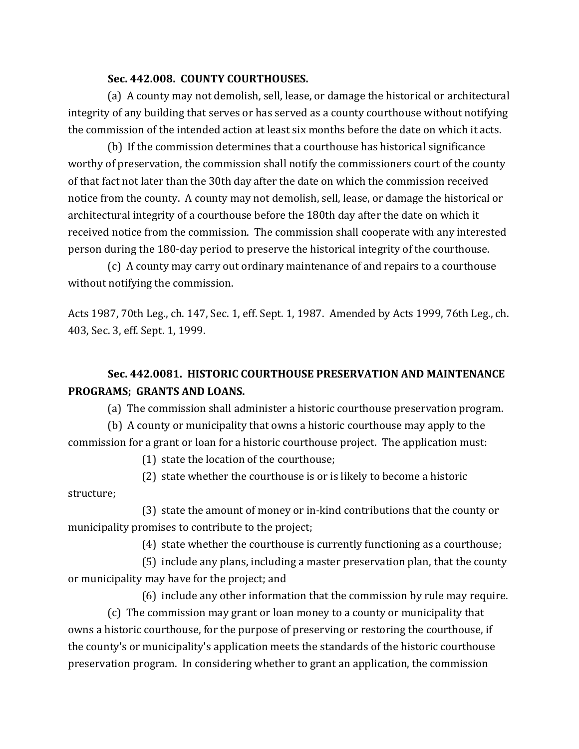**Sec. 442.008. COUNTY COURTHOUSES.**

(a) A county may not demolish, sell, lease, or damage the historical or architectural integrity of any building that serves or has served as a county courthouse without notifying the commission of the intended action at least six months before the date on which it acts.

(b) If the commission determines that a courthouse has historical significance worthy of preservation, the commission shall notify the commissioners court of the county of that fact not later than the 30th day after the date on which the commission received notice from the county. A county may not demolish, sell, lease, or damage the historical or architectural integrity of a courthouse before the 180th day after the date on which it received notice from the commission. The commission shall cooperate with any interested person during the 180-day period to preserve the historical integrity of the courthouse.

(c) A county may carry out ordinary maintenance of and repairs to a courthouse without notifying the commission.

Acts 1987, 70th Leg., ch. 147, Sec. 1, eff. Sept. 1, 1987. Amended by Acts 1999, 76th Leg., ch. 403, Sec. 3, eff. Sept. 1, 1999.

**Sec. 442.0081. HISTORIC COURTHOUSE PRESERVATION AND MAINTENANCE PROGRAMS; GRANTS AND LOANS.**

(a) The commission shall administer a historic courthouse preservation program.

(b) A county or municipality that owns a historic courthouse may apply to the commission for a grant or loan for a historic courthouse project. The application must:

(1) state the location of the courthouse;

(2) state whether the courthouse is or is likely to become a historic structure;

(3) state the amount of money or in-kind contributions that the county or municipality promises to contribute to the project;

(4) state whether the courthouse is currently functioning as a courthouse;

(5) include any plans, including a master preservation plan, that the county or municipality may have for the project; and

(6) include any other information that the commission by rule may require.

(c) The commission may grant or loan money to a county or municipality that owns a historic courthouse, for the purpose of preserving or restoring the courthouse, if the county's or municipality's application meets the standards of the historic courthouse preservation program. In considering whether to grant an application, the commission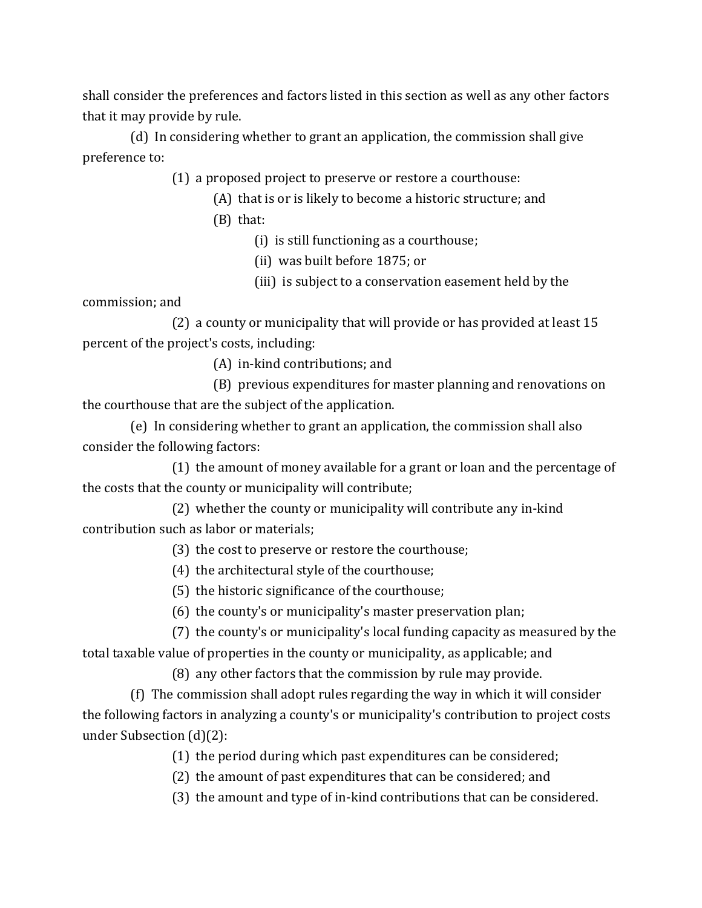shall consider the preferences and factors listed in this section as well as any other factors that it may provide by rule.

(d) In considering whether to grant an application, the commission shall give preference to:

(1) a proposed project to preserve or restore a courthouse:

(A) that is or is likely to become a historic structure; and

(B) that:

(i) is still functioning as a courthouse;

(ii) was built before 1875; or

(iii) is subject to a conservation easement held by the commission; and

(2) a county or municipality that will provide or has provided at least 15 percent of the project's costs, including:

(A) in-kind contributions; and

(B) previous expenditures for master planning and renovations on the courthouse that are the subject of the application.

(e) In considering whether to grant an application, the commission shall also consider the following factors:

(1) the amount of money available for a grant or loan and the percentage of the costs that the county or municipality will contribute;

(2) whether the county or municipality will contribute any in-kind contribution such as labor or materials;

(3) the cost to preserve or restore the courthouse;

(4) the architectural style of the courthouse;

(5) the historic significance of the courthouse;

(6) the county's or municipality's master preservation plan;

(7) the county's or municipality's local funding capacity as measured by the total taxable value of properties in the county or municipality, as applicable; and

(8) any other factors that the commission by rule may provide.

(f) The commission shall adopt rules regarding the way in which it will consider the following factors in analyzing a county's or municipality's contribution to project costs under Subsection (d)(2):

(1) the period during which past expenditures can be considered;

(2) the amount of past expenditures that can be considered; and

(3) the amount and type of in-kind contributions that can be considered.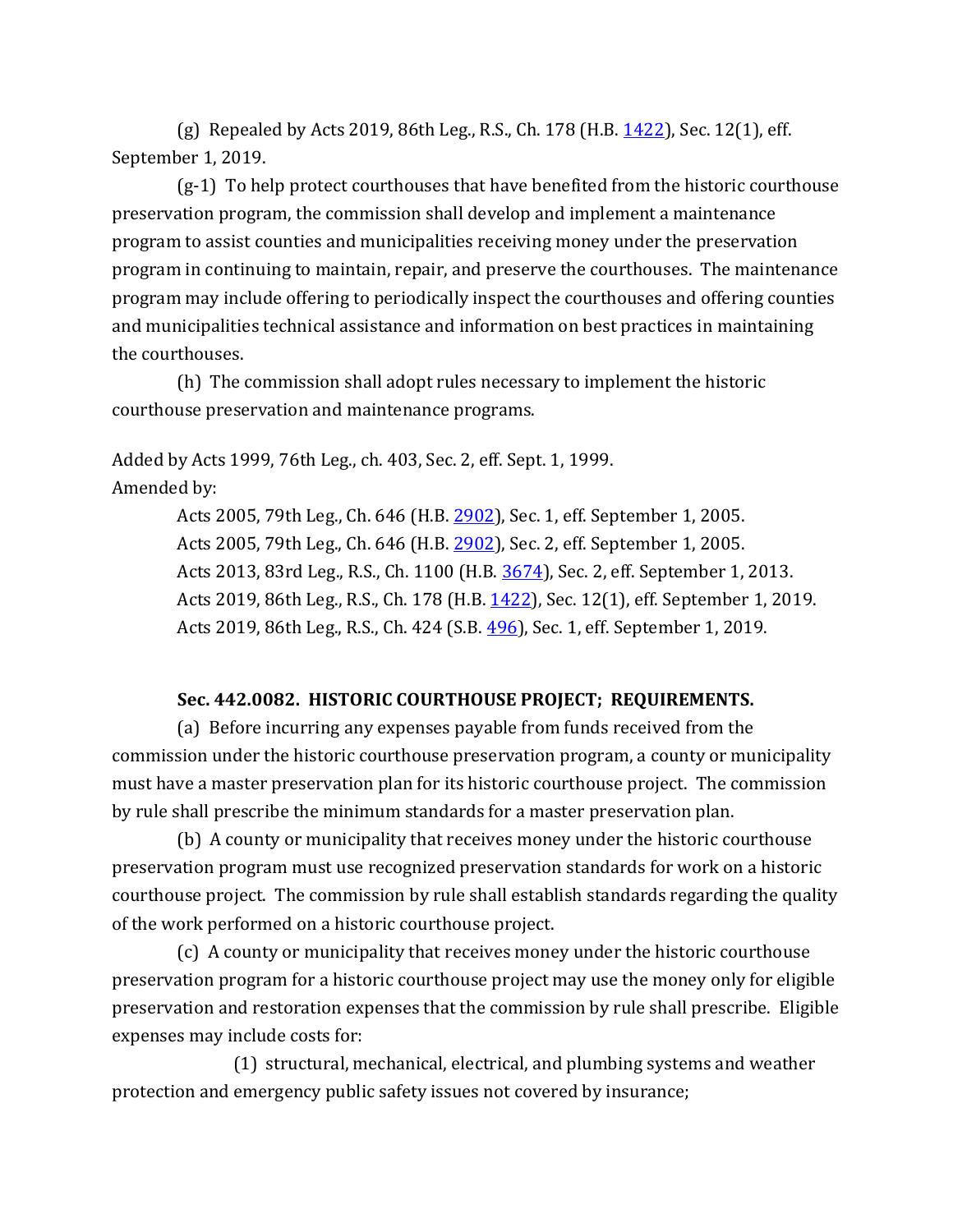(g) Repealed by Acts 2019, 86th Leg., R.S., Ch. 178 (H.B. 1422), Sec. 12(1), eff. September 1, 2019.

(g-1) To help protect courthouses that have benefited from the historic courthouse preservation program, the commission shall develop and implement a maintenance program to assist counties and municipalities receiving money under the preservation program in continuing to maintain, repair, and preserve the courthouses. The maintenance program may include offering to periodically inspect the courthouses and offering counties and municipalities technical assistance and information on best practices in maintaining the courthouses.

(h) The commission shall adopt rules necessary to implement the historic courthouse preservation and maintenance programs.

Added by Acts 1999, 76th Leg., ch. 403, Sec. 2, eff. Sept. 1, 1999.
Amended by:

Acts 2005, 79th Leg., Ch. 646 (H.B. 2902), Sec. 1, eff. September 1, 2005.
Acts 2005, 79th Leg., Ch. 646 (H.B. 2902), Sec. 2, eff. September 1, 2005.
Acts 2013, 83rd Leg., R.S., Ch. 1100 (H.B. 3674), Sec. 2, eff. September 1, 2013.
Acts 2019, 86th Leg., R.S., Ch. 178 (H.B. 1422), Sec. 12(1), eff. September 1, 2019.
Acts 2019, 86th Leg., R.S., Ch. 424 (S.B. 496), Sec. 1, eff. September 1, 2019.

**Sec. 442.0082. HISTORIC COURTHOUSE PROJECT; REQUIREMENTS.**

(a) Before incurring any expenses payable from funds received from the commission under the historic courthouse preservation program, a county or municipality must have a master preservation plan for its historic courthouse project. The commission by rule shall prescribe the minimum standards for a master preservation plan.

(b) A county or municipality that receives money under the historic courthouse preservation program must use recognized preservation standards for work on a historic courthouse project. The commission by rule shall establish standards regarding the quality of the work performed on a historic courthouse project.

(c) A county or municipality that receives money under the historic courthouse preservation program for a historic courthouse project may use the money only for eligible preservation and restoration expenses that the commission by rule shall prescribe. Eligible expenses may include costs for:

(1) structural, mechanical, electrical, and plumbing systems and weather protection and emergency public safety issues not covered by insurance;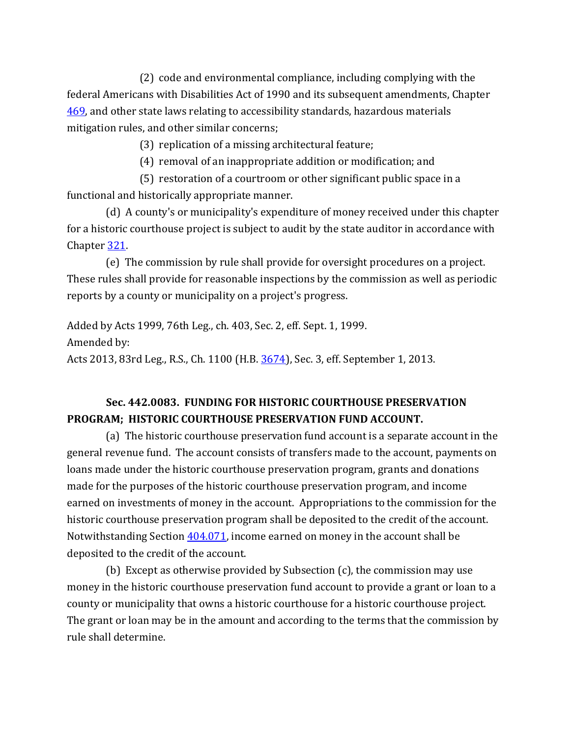(2) code and environmental compliance, including complying with the federal Americans with Disabilities Act of 1990 and its subsequent amendments, Chapter 469, and other state laws relating to accessibility standards, hazardous materials mitigation rules, and other similar concerns;

(3) replication of a missing architectural feature;

(4) removal of an inappropriate addition or modification; and

(5) restoration of a courtroom or other significant public space in a functional and historically appropriate manner.

(d) A county's or municipality's expenditure of money received under this chapter for a historic courthouse project is subject to audit by the state auditor in accordance with Chapter 321.

(e) The commission by rule shall provide for oversight procedures on a project. These rules shall provide for reasonable inspections by the commission as well as periodic reports by a county or municipality on a project's progress.

Added by Acts 1999, 76th Leg., ch. 403, Sec. 2, eff. Sept. 1, 1999.
Amended by:
Acts 2013, 83rd Leg., R.S., Ch. 1100 (H.B. 3674), Sec. 3, eff. September 1, 2013.

**Sec. 442.0083. FUNDING FOR HISTORIC COURTHOUSE PRESERVATION PROGRAM; HISTORIC COURTHOUSE PRESERVATION FUND ACCOUNT.**

(a) The historic courthouse preservation fund account is a separate account in the general revenue fund. The account consists of transfers made to the account, payments on loans made under the historic courthouse preservation program, grants and donations made for the purposes of the historic courthouse preservation program, and income earned on investments of money in the account. Appropriations to the commission for the historic courthouse preservation program shall be deposited to the credit of the account. Notwithstanding Section 404.071, income earned on money in the account shall be deposited to the credit of the account.

(b) Except as otherwise provided by Subsection (c), the commission may use money in the historic courthouse preservation fund account to provide a grant or loan to a county or municipality that owns a historic courthouse for a historic courthouse project. The grant or loan may be in the amount and according to the terms that the commission by rule shall determine.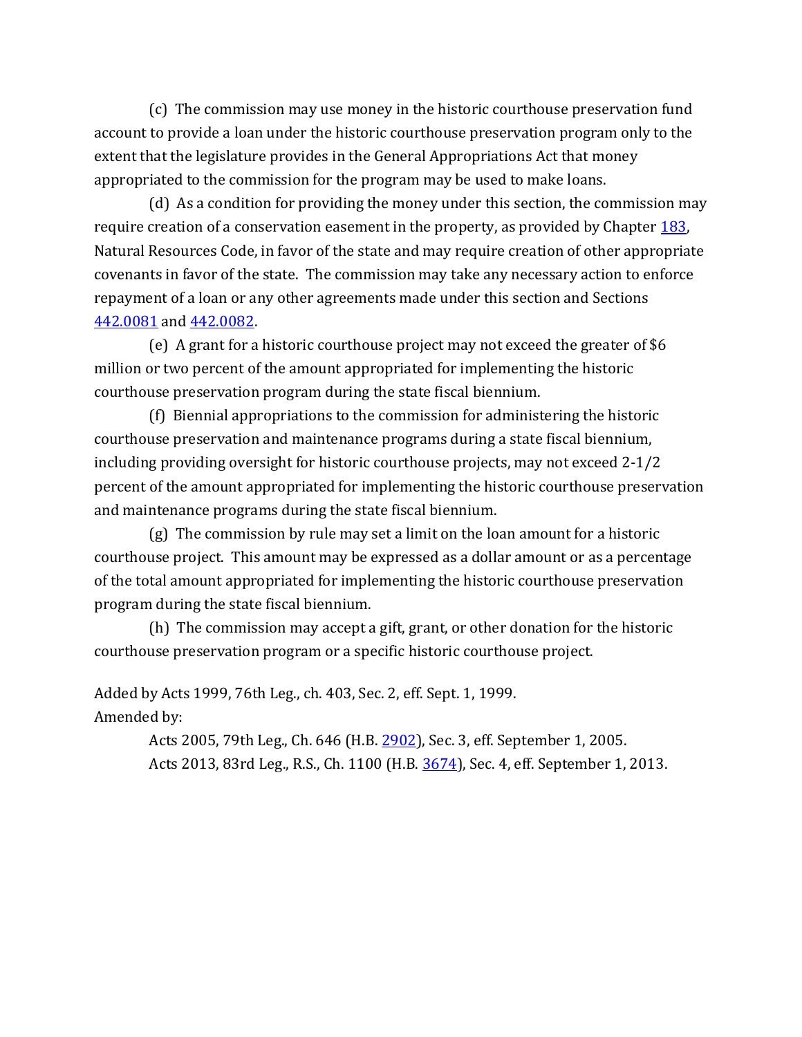(c) The commission may use money in the historic courthouse preservation fund account to provide a loan under the historic courthouse preservation program only to the extent that the legislature provides in the General Appropriations Act that money appropriated to the commission for the program may be used to make loans.

(d) As a condition for providing the money under this section, the commission may require creation of a conservation easement in the property, as provided by Chapter 183, Natural Resources Code, in favor of the state and may require creation of other appropriate covenants in favor of the state. The commission may take any necessary action to enforce repayment of a loan or any other agreements made under this section and Sections 442.0081 and 442.0082.

(e) A grant for a historic courthouse project may not exceed the greater of $6 million or two percent of the amount appropriated for implementing the historic courthouse preservation program during the state fiscal biennium.

(f) Biennial appropriations to the commission for administering the historic courthouse preservation and maintenance programs during a state fiscal biennium, including providing oversight for historic courthouse projects, may not exceed 2-1/2 percent of the amount appropriated for implementing the historic courthouse preservation and maintenance programs during the state fiscal biennium.

(g) The commission by rule may set a limit on the loan amount for a historic courthouse project. This amount may be expressed as a dollar amount or as a percentage of the total amount appropriated for implementing the historic courthouse preservation program during the state fiscal biennium.

(h) The commission may accept a gift, grant, or other donation for the historic courthouse preservation program or a specific historic courthouse project.

Added by Acts 1999, 76th Leg., ch. 403, Sec. 2, eff. Sept. 1, 1999.
Amended by:

Acts 2005, 79th Leg., Ch. 646 (H.B. 2902), Sec. 3, eff. September 1, 2005.
Acts 2013, 83rd Leg., R.S., Ch. 1100 (H.B. 3674), Sec. 4, eff. September 1, 2013.